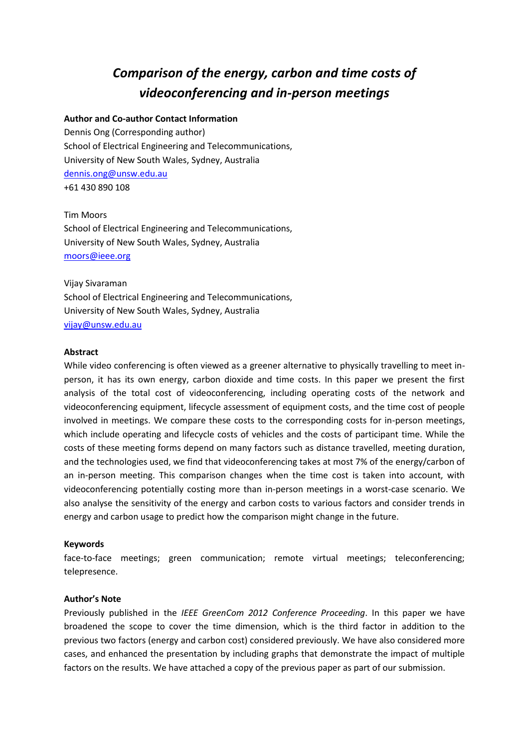# *Comparison of the energy, carbon and time costs of videoconferencing and in-person meetings*

**Author and Co-author Contact Information**

Dennis Ong (Corresponding author)
School of Electrical Engineering and Telecommunications,
University of New South Wales, Sydney, Australia
dennis.ong@unsw.edu.au
+61 430 890 108

Tim Moors
School of Electrical Engineering and Telecommunications,
University of New South Wales, Sydney, Australia
moors@ieee.org

Vijay Sivaraman
School of Electrical Engineering and Telecommunications,
University of New South Wales, Sydney, Australia
vijay@unsw.edu.au

**Abstract**

While video conferencing is often viewed as a greener alternative to physically travelling to meet in-person, it has its own energy, carbon dioxide and time costs. In this paper we present the first analysis of the total cost of videoconferencing, including operating costs of the network and videoconferencing equipment, lifecycle assessment of equipment costs, and the time cost of people involved in meetings. We compare these costs to the corresponding costs for in-person meetings, which include operating and lifecycle costs of vehicles and the costs of participant time. While the costs of these meeting forms depend on many factors such as distance travelled, meeting duration, and the technologies used, we find that videoconferencing takes at most 7% of the energy/carbon of an in-person meeting. This comparison changes when the time cost is taken into account, with videoconferencing potentially costing more than in-person meetings in a worst-case scenario. We also analyse the sensitivity of the energy and carbon costs to various factors and consider trends in energy and carbon usage to predict how the comparison might change in the future.

**Keywords**

face-to-face meetings; green communication; remote virtual meetings; teleconferencing; telepresence.

**Author's Note**

Previously published in the *IEEE GreenCom 2012 Conference Proceeding*. In this paper we have broadened the scope to cover the time dimension, which is the third factor in addition to the previous two factors (energy and carbon cost) considered previously. We have also considered more cases, and enhanced the presentation by including graphs that demonstrate the impact of multiple factors on the results. We have attached a copy of the previous paper as part of our submission.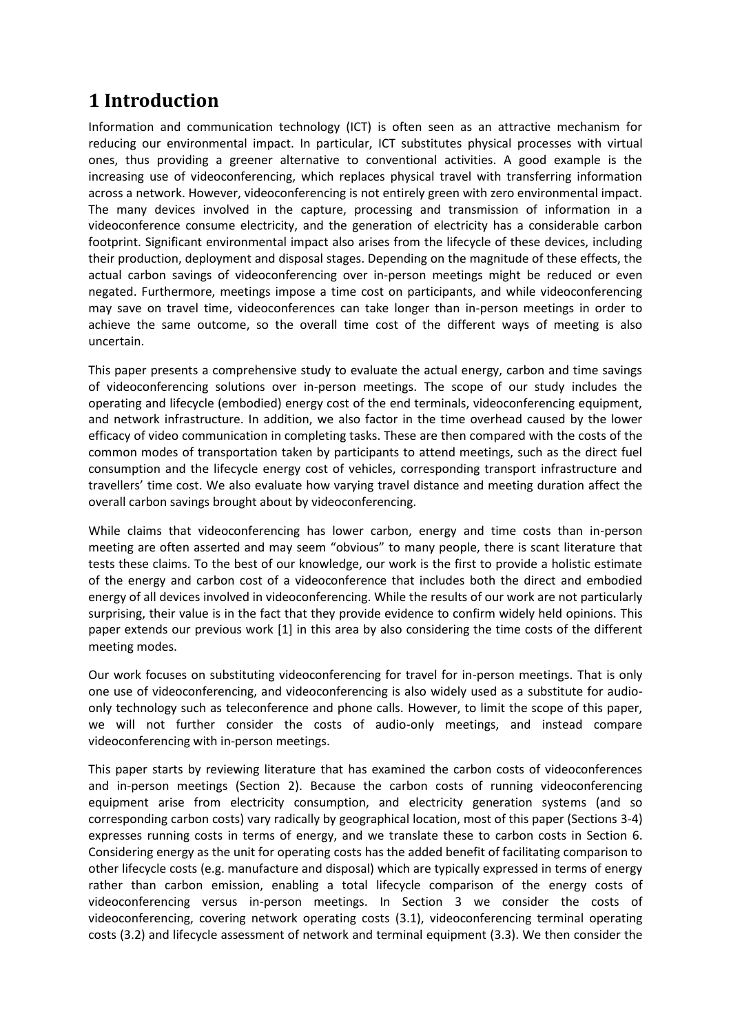# 1 Introduction

Information and communication technology (ICT) is often seen as an attractive mechanism for reducing our environmental impact. In particular, ICT substitutes physical processes with virtual ones, thus providing a greener alternative to conventional activities. A good example is the increasing use of videoconferencing, which replaces physical travel with transferring information across a network. However, videoconferencing is not entirely green with zero environmental impact. The many devices involved in the capture, processing and transmission of information in a videoconference consume electricity, and the generation of electricity has a considerable carbon footprint. Significant environmental impact also arises from the lifecycle of these devices, including their production, deployment and disposal stages. Depending on the magnitude of these effects, the actual carbon savings of videoconferencing over in-person meetings might be reduced or even negated. Furthermore, meetings impose a time cost on participants, and while videoconferencing may save on travel time, videoconferences can take longer than in-person meetings in order to achieve the same outcome, so the overall time cost of the different ways of meeting is also uncertain.

This paper presents a comprehensive study to evaluate the actual energy, carbon and time savings of videoconferencing solutions over in-person meetings. The scope of our study includes the operating and lifecycle (embodied) energy cost of the end terminals, videoconferencing equipment, and network infrastructure. In addition, we also factor in the time overhead caused by the lower efficacy of video communication in completing tasks. These are then compared with the costs of the common modes of transportation taken by participants to attend meetings, such as the direct fuel consumption and the lifecycle energy cost of vehicles, corresponding transport infrastructure and travellers' time cost. We also evaluate how varying travel distance and meeting duration affect the overall carbon savings brought about by videoconferencing.

While claims that videoconferencing has lower carbon, energy and time costs than in-person meeting are often asserted and may seem "obvious" to many people, there is scant literature that tests these claims. To the best of our knowledge, our work is the first to provide a holistic estimate of the energy and carbon cost of a videoconference that includes both the direct and embodied energy of all devices involved in videoconferencing. While the results of our work are not particularly surprising, their value is in the fact that they provide evidence to confirm widely held opinions. This paper extends our previous work [1] in this area by also considering the time costs of the different meeting modes.

Our work focuses on substituting videoconferencing for travel for in-person meetings. That is only one use of videoconferencing, and videoconferencing is also widely used as a substitute for audio-only technology such as teleconference and phone calls. However, to limit the scope of this paper, we will not further consider the costs of audio-only meetings, and instead compare videoconferencing with in-person meetings.

This paper starts by reviewing literature that has examined the carbon costs of videoconferences and in-person meetings (Section 2). Because the carbon costs of running videoconferencing equipment arise from electricity consumption, and electricity generation systems (and so corresponding carbon costs) vary radically by geographical location, most of this paper (Sections 3-4) expresses running costs in terms of energy, and we translate these to carbon costs in Section 6. Considering energy as the unit for operating costs has the added benefit of facilitating comparison to other lifecycle costs (e.g. manufacture and disposal) which are typically expressed in terms of energy rather than carbon emission, enabling a total lifecycle comparison of the energy costs of videoconferencing versus in-person meetings. In Section 3 we consider the costs of videoconferencing, covering network operating costs (3.1), videoconferencing terminal operating costs (3.2) and lifecycle assessment of network and terminal equipment (3.3). We then consider the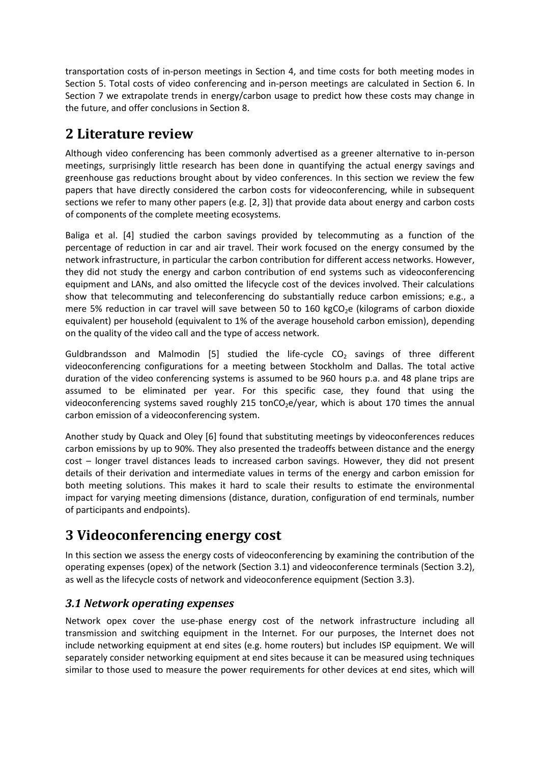transportation costs of in-person meetings in Section 4, and time costs for both meeting modes in Section 5. Total costs of video conferencing and in-person meetings are calculated in Section 6. In Section 7 we extrapolate trends in energy/carbon usage to predict how these costs may change in the future, and offer conclusions in Section 8.

# 2 Literature review

Although video conferencing has been commonly advertised as a greener alternative to in-person meetings, surprisingly little research has been done in quantifying the actual energy savings and greenhouse gas reductions brought about by video conferences. In this section we review the few papers that have directly considered the carbon costs for videoconferencing, while in subsequent sections we refer to many other papers (e.g. [2, 3]) that provide data about energy and carbon costs of components of the complete meeting ecosystems.

Baliga et al. [4] studied the carbon savings provided by telecommuting as a function of the percentage of reduction in car and air travel. Their work focused on the energy consumed by the network infrastructure, in particular the carbon contribution for different access networks. However, they did not study the energy and carbon contribution of end systems such as videoconferencing equipment and LANs, and also omitted the lifecycle cost of the devices involved. Their calculations show that telecommuting and teleconferencing do substantially reduce carbon emissions; e.g., a mere 5% reduction in car travel will save between 50 to 160 kg$CO_2$e (kilograms of carbon dioxide equivalent) per household (equivalent to 1% of the average household carbon emission), depending on the quality of the video call and the type of access network.

Guldbrandsson and Malmodin [5] studied the life-cycle $CO_2$ savings of three different videoconferencing configurations for a meeting between Stockholm and Dallas. The total active duration of the video conferencing systems is assumed to be 960 hours p.a. and 48 plane trips are assumed to be eliminated per year. For this specific case, they found that using the videoconferencing systems saved roughly 215 ton$CO_2$e/year, which is about 170 times the annual carbon emission of a videoconferencing system.

Another study by Quack and Oley [6] found that substituting meetings by videoconferences reduces carbon emissions by up to 90%. They also presented the tradeoffs between distance and the energy cost – longer travel distances leads to increased carbon savings. However, they did not present details of their derivation and intermediate values in terms of the energy and carbon emission for both meeting solutions. This makes it hard to scale their results to estimate the environmental impact for varying meeting dimensions (distance, duration, configuration of end terminals, number of participants and endpoints).

# 3 Videoconferencing energy cost

In this section we assess the energy costs of videoconferencing by examining the contribution of the operating expenses (opex) of the network (Section 3.1) and videoconference terminals (Section 3.2), as well as the lifecycle costs of network and videoconference equipment (Section 3.3).

## *3.1 Network operating expenses*

Network opex cover the use-phase energy cost of the network infrastructure including all transmission and switching equipment in the Internet. For our purposes, the Internet does not include networking equipment at end sites (e.g. home routers) but includes ISP equipment. We will separately consider networking equipment at end sites because it can be measured using techniques similar to those used to measure the power requirements for other devices at end sites, which will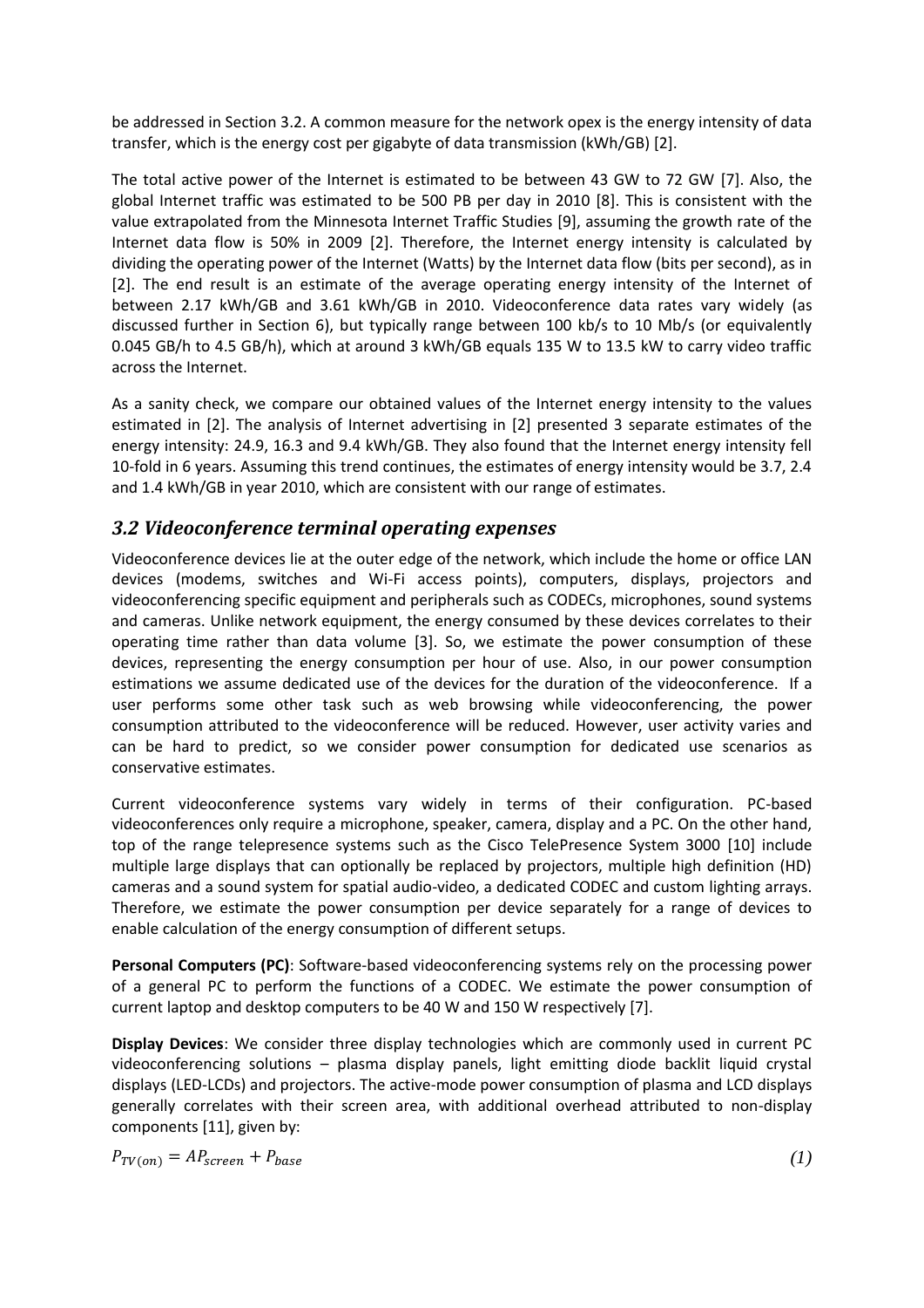be addressed in Section 3.2. A common measure for the network opex is the energy intensity of data transfer, which is the energy cost per gigabyte of data transmission (kWh/GB) [2].

The total active power of the Internet is estimated to be between 43 GW to 72 GW [7]. Also, the global Internet traffic was estimated to be 500 PB per day in 2010 [8]. This is consistent with the value extrapolated from the Minnesota Internet Traffic Studies [9], assuming the growth rate of the Internet data flow is 50% in 2009 [2]. Therefore, the Internet energy intensity is calculated by dividing the operating power of the Internet (Watts) by the Internet data flow (bits per second), as in [2]. The end result is an estimate of the average operating energy intensity of the Internet of between 2.17 kWh/GB and 3.61 kWh/GB in 2010. Videoconference data rates vary widely (as discussed further in Section 6), but typically range between 100 kb/s to 10 Mb/s (or equivalently 0.045 GB/h to 4.5 GB/h), which at around 3 kWh/GB equals 135 W to 13.5 kW to carry video traffic across the Internet.

As a sanity check, we compare our obtained values of the Internet energy intensity to the values estimated in [2]. The analysis of Internet advertising in [2] presented 3 separate estimates of the energy intensity: 24.9, 16.3 and 9.4 kWh/GB. They also found that the Internet energy intensity fell 10-fold in 6 years. Assuming this trend continues, the estimates of energy intensity would be 3.7, 2.4 and 1.4 kWh/GB in year 2010, which are consistent with our range of estimates.

### *3.2 Videoconference terminal operating expenses*

Videoconference devices lie at the outer edge of the network, which include the home or office LAN devices (modems, switches and Wi-Fi access points), computers, displays, projectors and videoconferencing specific equipment and peripherals such as CODECs, microphones, sound systems and cameras. Unlike network equipment, the energy consumed by these devices correlates to their operating time rather than data volume [3]. So, we estimate the power consumption of these devices, representing the energy consumption per hour of use. Also, in our power consumption estimations we assume dedicated use of the devices for the duration of the videoconference. If a user performs some other task such as web browsing while videoconferencing, the power consumption attributed to the videoconference will be reduced. However, user activity varies and can be hard to predict, so we consider power consumption for dedicated use scenarios as conservative estimates.

Current videoconference systems vary widely in terms of their configuration. PC-based videoconferences only require a microphone, speaker, camera, display and a PC. On the other hand, top of the range telepresence systems such as the Cisco TelePresence System 3000 [10] include multiple large displays that can optionally be replaced by projectors, multiple high definition (HD) cameras and a sound system for spatial audio-video, a dedicated CODEC and custom lighting arrays. Therefore, we estimate the power consumption per device separately for a range of devices to enable calculation of the energy consumption of different setups.

**Personal Computers (PC)**: Software-based videoconferencing systems rely on the processing power of a general PC to perform the functions of a CODEC. We estimate the power consumption of current laptop and desktop computers to be 40 W and 150 W respectively [7].

**Display Devices**: We consider three display technologies which are commonly used in current PC videoconferencing solutions – plasma display panels, light emitting diode backlit liquid crystal displays (LED-LCDs) and projectors. The active-mode power consumption of plasma and LCD displays generally correlates with their screen area, with additional overhead attributed to non-display components [11], given by:

$$P_{TV(on)} = AP_{screen} + P_{base} \tag{1}$$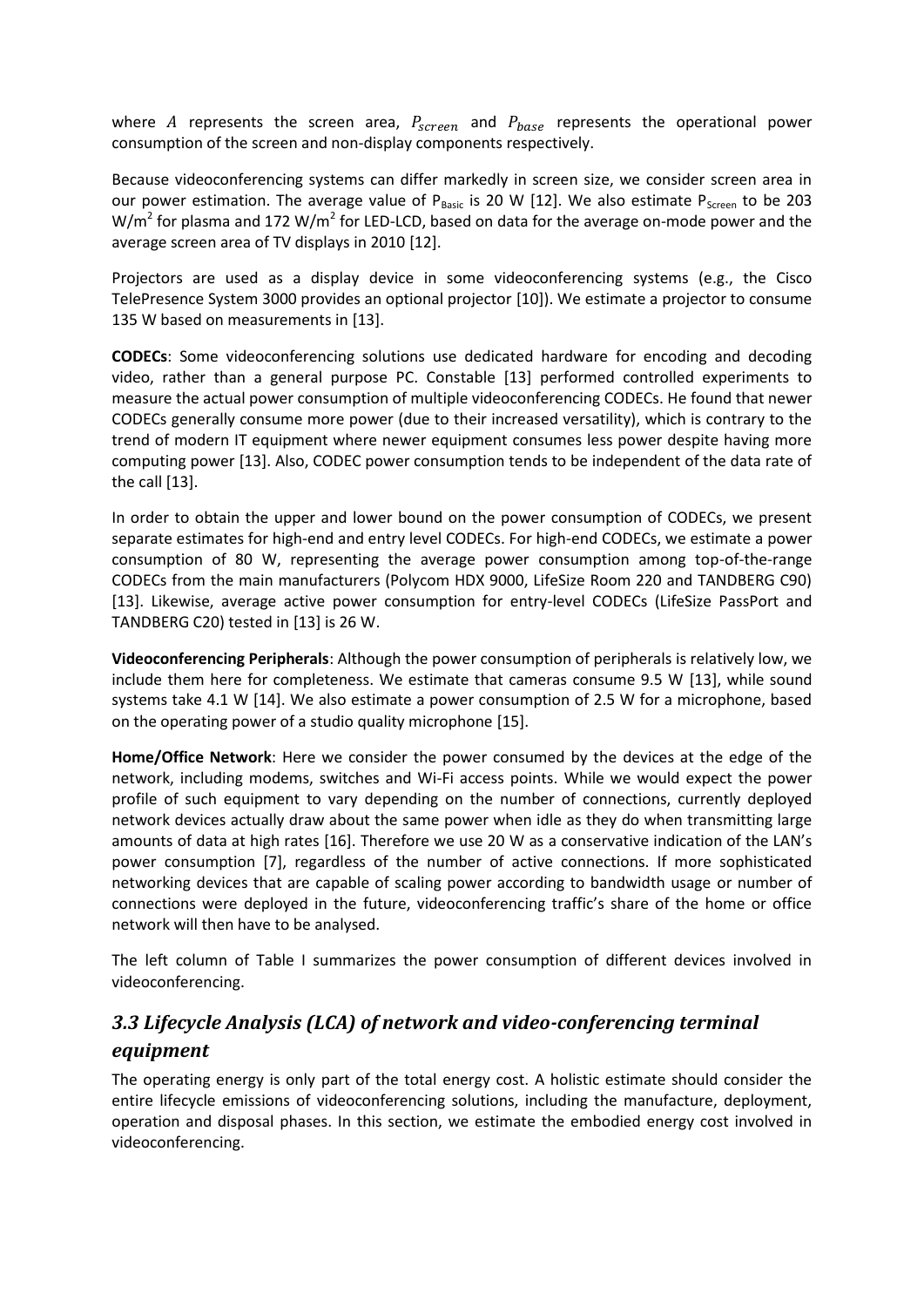where $A$ represents the screen area, $P_{screen}$ and $P_{base}$ represents the operational power consumption of the screen and non-display components respectively.

Because videoconferencing systems can differ markedly in screen size, we consider screen area in our power estimation. The average value of $P_{Basic}$ is 20 W [12]. We also estimate $P_{Screen}$ to be 203 $W/m^2$ for plasma and 172 $W/m^2$ for LED-LCD, based on data for the average on-mode power and the average screen area of TV displays in 2010 [12].

Projectors are used as a display device in some videoconferencing systems (e.g., the Cisco TelePresence System 3000 provides an optional projector [10]). We estimate a projector to consume 135 W based on measurements in [13].

**CODECs**: Some videoconferencing solutions use dedicated hardware for encoding and decoding video, rather than a general purpose PC. Constable [13] performed controlled experiments to measure the actual power consumption of multiple videoconferencing CODECs. He found that newer CODECs generally consume more power (due to their increased versatility), which is contrary to the trend of modern IT equipment where newer equipment consumes less power despite having more computing power [13]. Also, CODEC power consumption tends to be independent of the data rate of the call [13].

In order to obtain the upper and lower bound on the power consumption of CODECs, we present separate estimates for high-end and entry level CODECs. For high-end CODECs, we estimate a power consumption of 80 W, representing the average power consumption among top-of-the-range CODECs from the main manufacturers (Polycom HDX 9000, LifeSize Room 220 and TANDBERG C90) [13]. Likewise, average active power consumption for entry-level CODECs (LifeSize PassPort and TANDBERG C20) tested in [13] is 26 W.

**Videoconferencing Peripherals**: Although the power consumption of peripherals is relatively low, we include them here for completeness. We estimate that cameras consume 9.5 W [13], while sound systems take 4.1 W [14]. We also estimate a power consumption of 2.5 W for a microphone, based on the operating power of a studio quality microphone [15].

**Home/Office Network**: Here we consider the power consumed by the devices at the edge of the network, including modems, switches and Wi-Fi access points. While we would expect the power profile of such equipment to vary depending on the number of connections, currently deployed network devices actually draw about the same power when idle as they do when transmitting large amounts of data at high rates [16]. Therefore we use 20 W as a conservative indication of the LAN's power consumption [7], regardless of the number of active connections. If more sophisticated networking devices that are capable of scaling power according to bandwidth usage or number of connections were deployed in the future, videoconferencing traffic's share of the home or office network will then have to be analysed.

The left column of Table I summarizes the power consumption of different devices involved in videoconferencing.

### *3.3 Lifecycle Analysis (LCA) of network and video-conferencing terminal equipment*

The operating energy is only part of the total energy cost. A holistic estimate should consider the entire lifecycle emissions of videoconferencing solutions, including the manufacture, deployment, operation and disposal phases. In this section, we estimate the embodied energy cost involved in videoconferencing.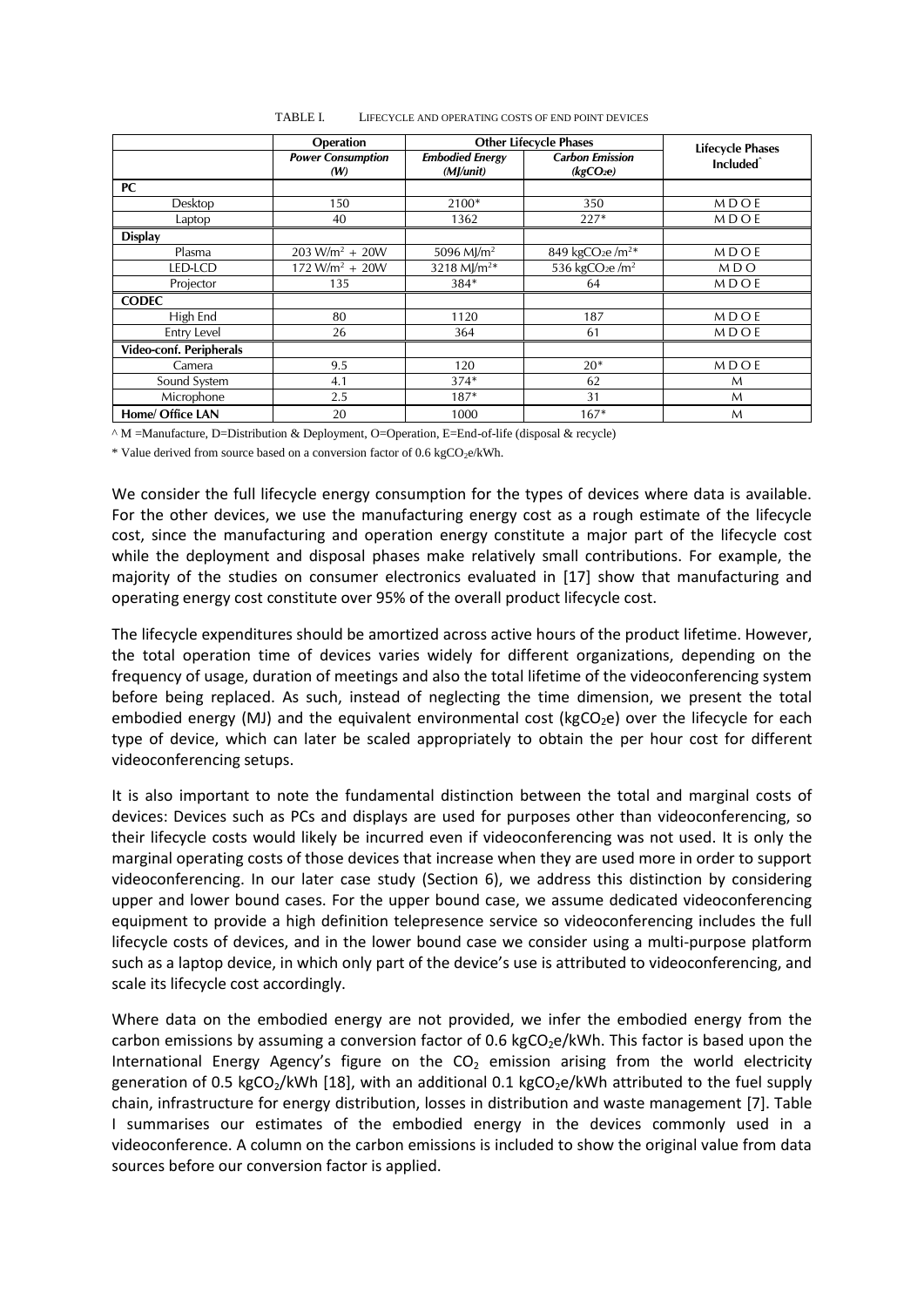TABLE I. LIFECYCLE AND OPERATING COSTS OF END POINT DEVICES

| | Operation | Other Lifecycle Phases | | Lifecycle Phases Included^ |
|---|---|---|---|---|
| | *Power Consumption (W)* | *Embodied Energy (MJ/unit)* | *Carbon Emission ($kgCO_2e$)* | |
| **PC** | | | | |
| Desktop | 150 | 2100* | 350 | M D O E |
| Laptop | 40 | 1362 | 227* | M D O E |
| **Display** | | | | |
| Plasma | 203 $W/m^2$ + 20W | 5096 $MJ/m^2$ | 849 $kgCO_2e/m^2$* | M D O E |
| LED-LCD | 172 $W/m^2$ + 20W | 3218 $MJ/m^2$* | 536 $kgCO_2e/m^2$ | M D O |
| Projector | 135 | 384* | 64 | M D O E |
| **CODEC** | | | | |
| High End | 80 | 1120 | 187 | M D O E |
| Entry Level | 26 | 364 | 61 | M D O E |
| **Video-conf. Peripherals** | | | | |
| Camera | 9.5 | 120 | 20* | M D O E |
| Sound System | 4.1 | 374* | 62 | M |
| Microphone | 2.5 | 187* | 31 | M |
| **Home/ Office LAN** | 20 | 1000 | 167* | M |

^ M =Manufacture, D=Distribution & Deployment, O=Operation, E=End-of-life (disposal & recycle)

* Value derived from source based on a conversion factor of 0.6 $kgCO_2e/kWh$.

We consider the full lifecycle energy consumption for the types of devices where data is available. For the other devices, we use the manufacturing energy cost as a rough estimate of the lifecycle cost, since the manufacturing and operation energy constitute a major part of the lifecycle cost while the deployment and disposal phases make relatively small contributions. For example, the majority of the studies on consumer electronics evaluated in [17] show that manufacturing and operating energy cost constitute over 95% of the overall product lifecycle cost.

The lifecycle expenditures should be amortized across active hours of the product lifetime. However, the total operation time of devices varies widely for different organizations, depending on the frequency of usage, duration of meetings and also the total lifetime of the videoconferencing system before being replaced. As such, instead of neglecting the time dimension, we present the total embodied energy (MJ) and the equivalent environmental cost ($kgCO_2e$) over the lifecycle for each type of device, which can later be scaled appropriately to obtain the per hour cost for different videoconferencing setups.

It is also important to note the fundamental distinction between the total and marginal costs of devices: Devices such as PCs and displays are used for purposes other than videoconferencing, so their lifecycle costs would likely be incurred even if videoconferencing was not used. It is only the marginal operating costs of those devices that increase when they are used more in order to support videoconferencing. In our later case study (Section 6), we address this distinction by considering upper and lower bound cases. For the upper bound case, we assume dedicated videoconferencing equipment to provide a high definition telepresence service so videoconferencing includes the full lifecycle costs of devices, and in the lower bound case we consider using a multi-purpose platform such as a laptop device, in which only part of the device's use is attributed to videoconferencing, and scale its lifecycle cost accordingly.

Where data on the embodied energy are not provided, we infer the embodied energy from the carbon emissions by assuming a conversion factor of 0.6 $kgCO_2e/kWh$. This factor is based upon the International Energy Agency's figure on the $CO_2$ emission arising from the world electricity generation of 0.5 $kgCO_2/kWh$ [18], with an additional 0.1 $kgCO_2e/kWh$ attributed to the fuel supply chain, infrastructure for energy distribution, losses in distribution and waste management [7]. Table I summarises our estimates of the embodied energy in the devices commonly used in a videoconference. A column on the carbon emissions is included to show the original value from data sources before our conversion factor is applied.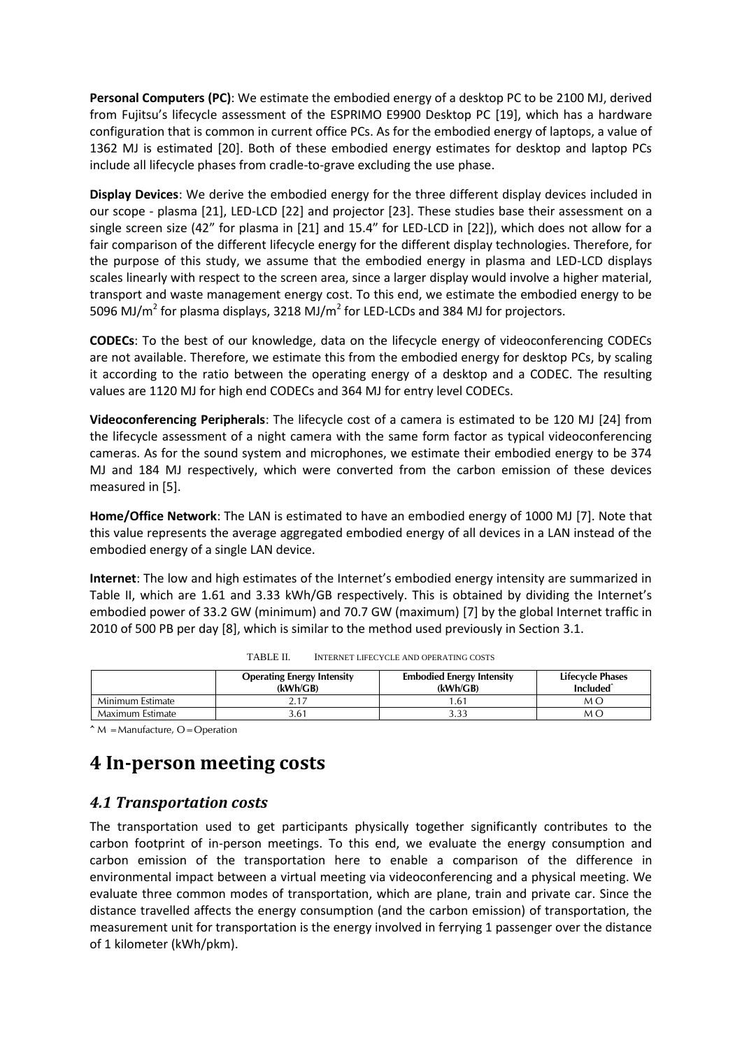**Personal Computers (PC)**: We estimate the embodied energy of a desktop PC to be 2100 MJ, derived from Fujitsu's lifecycle assessment of the ESPRIMO E9900 Desktop PC [19], which has a hardware configuration that is common in current office PCs. As for the embodied energy of laptops, a value of 1362 MJ is estimated [20]. Both of these embodied energy estimates for desktop and laptop PCs include all lifecycle phases from cradle-to-grave excluding the use phase.

**Display Devices**: We derive the embodied energy for the three different display devices included in our scope - plasma [21], LED-LCD [22] and projector [23]. These studies base their assessment on a single screen size (42" for plasma in [21] and 15.4" for LED-LCD in [22]), which does not allow for a fair comparison of the different lifecycle energy for the different display technologies. Therefore, for the purpose of this study, we assume that the embodied energy in plasma and LED-LCD displays scales linearly with respect to the screen area, since a larger display would involve a higher material, transport and waste management energy cost. To this end, we estimate the embodied energy to be 5096 MJ/m$^2$ for plasma displays, 3218 MJ/m$^2$ for LED-LCDs and 384 MJ for projectors.

**CODECs**: To the best of our knowledge, data on the lifecycle energy of videoconferencing CODECs are not available. Therefore, we estimate this from the embodied energy for desktop PCs, by scaling it according to the ratio between the operating energy of a desktop and a CODEC. The resulting values are 1120 MJ for high end CODECs and 364 MJ for entry level CODECs.

**Videoconferencing Peripherals**: The lifecycle cost of a camera is estimated to be 120 MJ [24] from the lifecycle assessment of a night camera with the same form factor as typical videoconferencing cameras. As for the sound system and microphones, we estimate their embodied energy to be 374 MJ and 184 MJ respectively, which were converted from the carbon emission of these devices measured in [5].

**Home/Office Network**: The LAN is estimated to have an embodied energy of 1000 MJ [7]. Note that this value represents the average aggregated embodied energy of all devices in a LAN instead of the embodied energy of a single LAN device.

**Internet**: The low and high estimates of the Internet's embodied energy intensity are summarized in Table II, which are 1.61 and 3.33 kWh/GB respectively. This is obtained by dividing the Internet's embodied power of 33.2 GW (minimum) and 70.7 GW (maximum) [7] by the global Internet traffic in 2010 of 500 PB per day [8], which is similar to the method used previously in Section 3.1.

TABLE II. INTERNET LIFECYCLE AND OPERATING COSTS

| | Operating Energy Intensity (kWh/GB) | Embodied Energy Intensity (kWh/GB) | Lifecycle Phases Included^ |
|---|---|---|---|
| Minimum Estimate | 2.17 | 1.61 | M O |
| Maximum Estimate | 3.61 | 3.33 | M O |

^ M = Manufacture, O = Operation

# 4 In-person meeting costs

## *4.1 Transportation costs*

The transportation used to get participants physically together significantly contributes to the carbon footprint of in-person meetings. To this end, we evaluate the energy consumption and carbon emission of the transportation here to enable a comparison of the difference in environmental impact between a virtual meeting via videoconferencing and a physical meeting. We evaluate three common modes of transportation, which are plane, train and private car. Since the distance travelled affects the energy consumption (and the carbon emission) of transportation, the measurement unit for transportation is the energy involved in ferrying 1 passenger over the distance of 1 kilometer (kWh/pkm).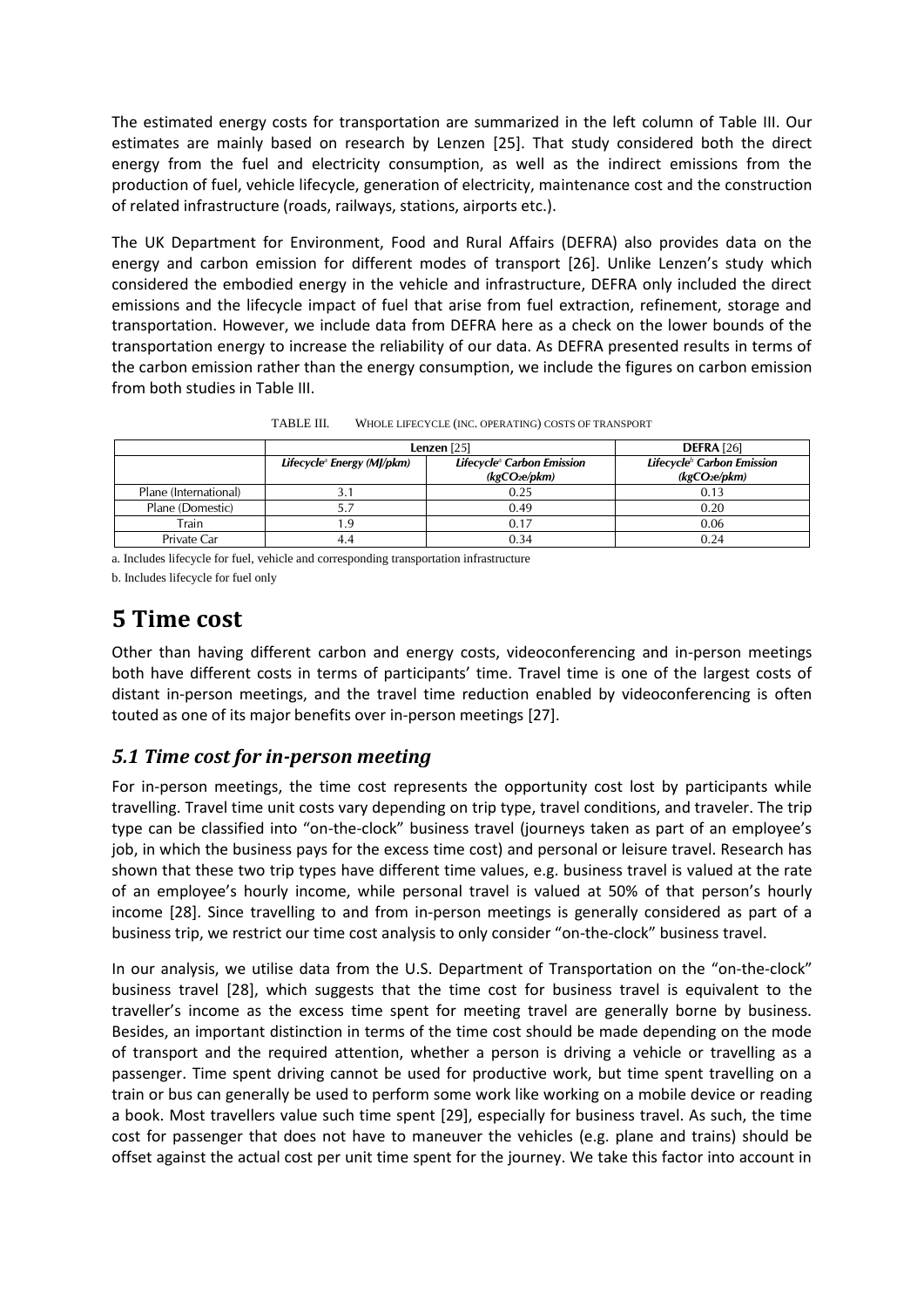The estimated energy costs for transportation are summarized in the left column of Table III. Our estimates are mainly based on research by Lenzen [25]. That study considered both the direct energy from the fuel and electricity consumption, as well as the indirect emissions from the production of fuel, vehicle lifecycle, generation of electricity, maintenance cost and the construction of related infrastructure (roads, railways, stations, airports etc.).

The UK Department for Environment, Food and Rural Affairs (DEFRA) also provides data on the energy and carbon emission for different modes of transport [26]. Unlike Lenzen's study which considered the embodied energy in the vehicle and infrastructure, DEFRA only included the direct emissions and the lifecycle impact of fuel that arise from fuel extraction, refinement, storage and transportation. However, we include data from DEFRA here as a check on the lower bounds of the transportation energy to increase the reliability of our data. As DEFRA presented results in terms of the carbon emission rather than the energy consumption, we include the figures on carbon emission from both studies in Table III.

TABLE III. WHOLE LIFECYCLE (INC. OPERATING) COSTS OF TRANSPORT

| | **Lenzen** [25] | | **DEFRA** [26] |
|---|---|---|---|
| | *Lifecycle[a] Energy (MJ/pkm)* | *Lifecycle[a] Carbon Emission ($kgCO_2e/pkm$)* | *Lifecycle[b] Carbon Emission ($kgCO_2e/pkm$)* |
| Plane (International) | 3.1 | 0.25 | 0.13 |
| Plane (Domestic) | 5.7 | 0.49 | 0.20 |
| Train | 1.9 | 0.17 | 0.06 |
| Private Car | 4.4 | 0.34 | 0.24 |

a. Includes lifecycle for fuel, vehicle and corresponding transportation infrastructure

b. Includes lifecycle for fuel only

# 5 Time cost

Other than having different carbon and energy costs, videoconferencing and in-person meetings both have different costs in terms of participants' time. Travel time is one of the largest costs of distant in-person meetings, and the travel time reduction enabled by videoconferencing is often touted as one of its major benefits over in-person meetings [27].

## *5.1 Time cost for in-person meeting*

For in-person meetings, the time cost represents the opportunity cost lost by participants while travelling. Travel time unit costs vary depending on trip type, travel conditions, and traveler. The trip type can be classified into "on-the-clock" business travel (journeys taken as part of an employee's job, in which the business pays for the excess time cost) and personal or leisure travel. Research has shown that these two trip types have different time values, e.g. business travel is valued at the rate of an employee's hourly income, while personal travel is valued at 50% of that person's hourly income [28]. Since travelling to and from in-person meetings is generally considered as part of a business trip, we restrict our time cost analysis to only consider "on-the-clock" business travel.

In our analysis, we utilise data from the U.S. Department of Transportation on the "on-the-clock" business travel [28], which suggests that the time cost for business travel is equivalent to the traveller's income as the excess time spent for meeting travel are generally borne by business. Besides, an important distinction in terms of the time cost should be made depending on the mode of transport and the required attention, whether a person is driving a vehicle or travelling as a passenger. Time spent driving cannot be used for productive work, but time spent travelling on a train or bus can generally be used to perform some work like working on a mobile device or reading a book. Most travellers value such time spent [29], especially for business travel. As such, the time cost for passenger that does not have to maneuver the vehicles (e.g. plane and trains) should be offset against the actual cost per unit time spent for the journey. We take this factor into account in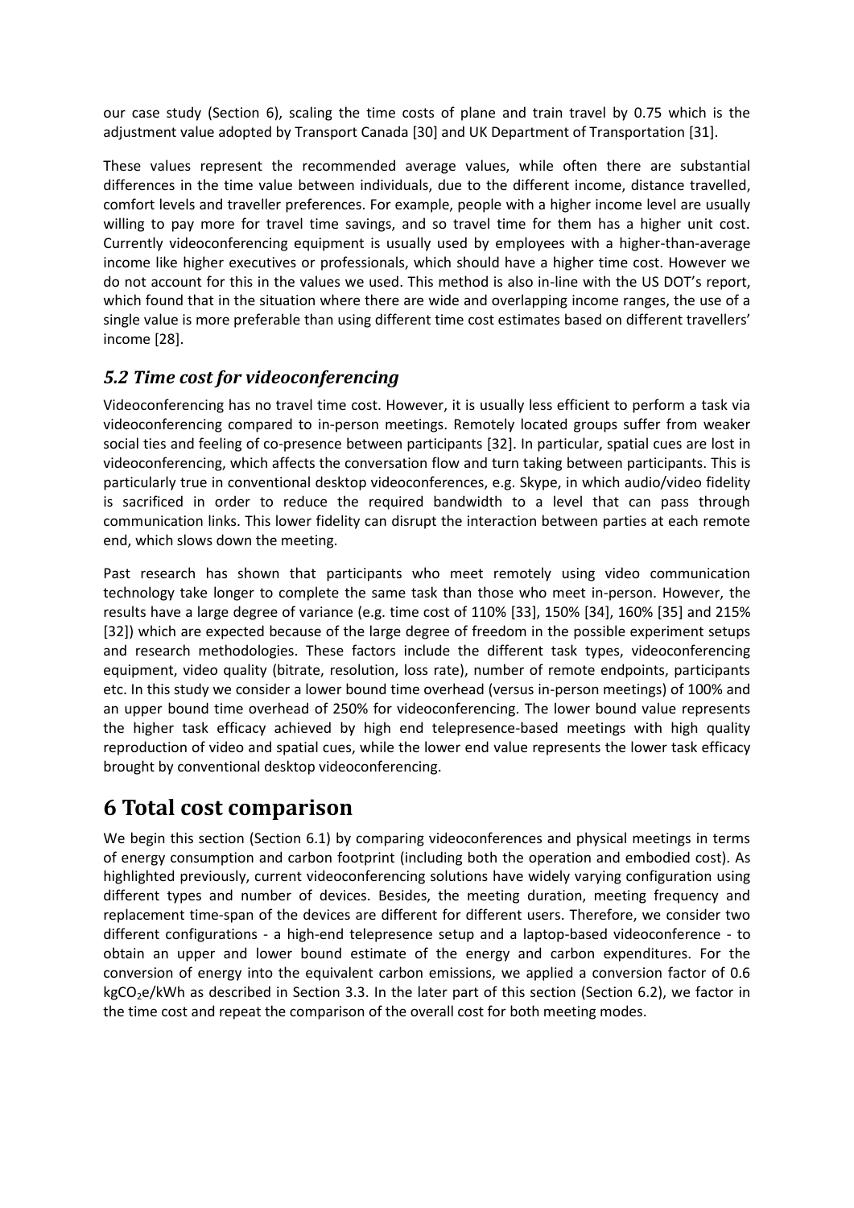our case study (Section 6), scaling the time costs of plane and train travel by 0.75 which is the adjustment value adopted by Transport Canada [30] and UK Department of Transportation [31].

These values represent the recommended average values, while often there are substantial differences in the time value between individuals, due to the different income, distance travelled, comfort levels and traveller preferences. For example, people with a higher income level are usually willing to pay more for travel time savings, and so travel time for them has a higher unit cost. Currently videoconferencing equipment is usually used by employees with a higher-than-average income like higher executives or professionals, which should have a higher time cost. However we do not account for this in the values we used. This method is also in-line with the US DOT's report, which found that in the situation where there are wide and overlapping income ranges, the use of a single value is more preferable than using different time cost estimates based on different travellers' income [28].

### *5.2 Time cost for videoconferencing*

Videoconferencing has no travel time cost. However, it is usually less efficient to perform a task via videoconferencing compared to in-person meetings. Remotely located groups suffer from weaker social ties and feeling of co-presence between participants [32]. In particular, spatial cues are lost in videoconferencing, which affects the conversation flow and turn taking between participants. This is particularly true in conventional desktop videoconferences, e.g. Skype, in which audio/video fidelity is sacrificed in order to reduce the required bandwidth to a level that can pass through communication links. This lower fidelity can disrupt the interaction between parties at each remote end, which slows down the meeting.

Past research has shown that participants who meet remotely using video communication technology take longer to complete the same task than those who meet in-person. However, the results have a large degree of variance (e.g. time cost of 110% [33], 150% [34], 160% [35] and 215% [32]) which are expected because of the large degree of freedom in the possible experiment setups and research methodologies. These factors include the different task types, videoconferencing equipment, video quality (bitrate, resolution, loss rate), number of remote endpoints, participants etc. In this study we consider a lower bound time overhead (versus in-person meetings) of 100% and an upper bound time overhead of 250% for videoconferencing. The lower bound value represents the higher task efficacy achieved by high end telepresence-based meetings with high quality reproduction of video and spatial cues, while the lower end value represents the lower task efficacy brought by conventional desktop videoconferencing.

# 6 Total cost comparison

We begin this section (Section 6.1) by comparing videoconferences and physical meetings in terms of energy consumption and carbon footprint (including both the operation and embodied cost). As highlighted previously, current videoconferencing solutions have widely varying configuration using different types and number of devices. Besides, the meeting duration, meeting frequency and replacement time-span of the devices are different for different users. Therefore, we consider two different configurations - a high-end telepresence setup and a laptop-based videoconference - to obtain an upper and lower bound estimate of the energy and carbon expenditures. For the conversion of energy into the equivalent carbon emissions, we applied a conversion factor of 0.6 $kgCO_2e/kWh$ as described in Section 3.3. In the later part of this section (Section 6.2), we factor in the time cost and repeat the comparison of the overall cost for both meeting modes.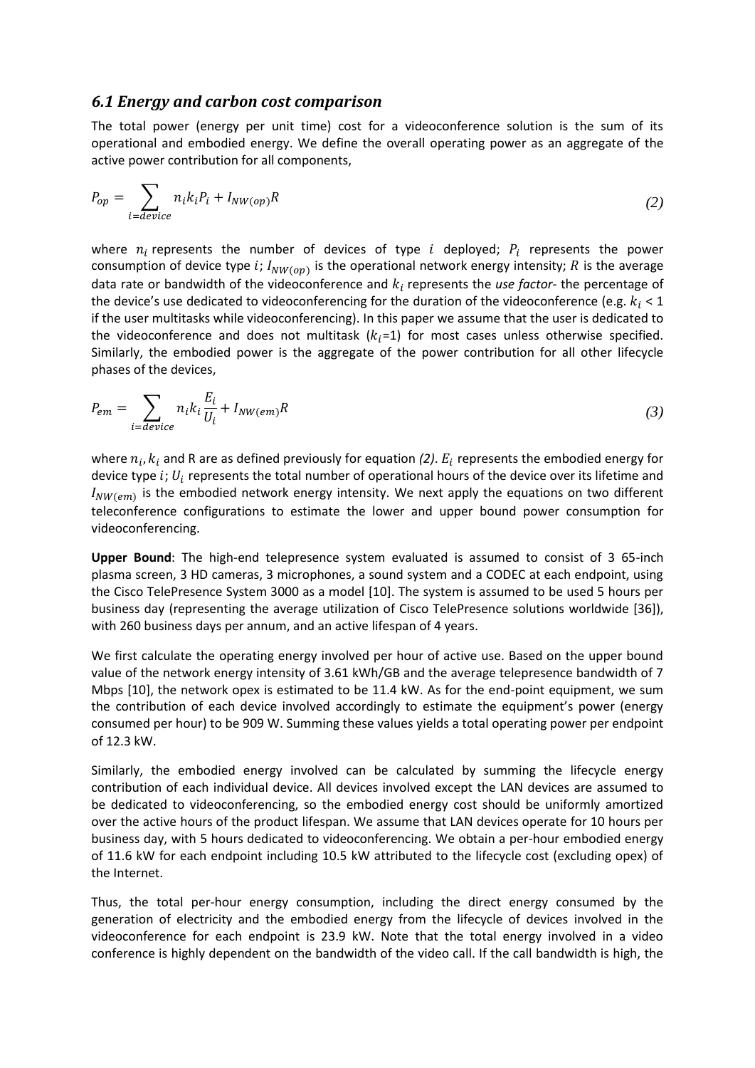### *6.1 Energy and carbon cost comparison*

The total power (energy per unit time) cost for a videoconference solution is the sum of its operational and embodied energy. We define the overall operating power as an aggregate of the active power contribution for all components,

$$P_{op} = \sum_{i=device} n_i k_i P_i + I_{NW(op)} R \tag{2}$$

where $n_i$ represents the number of devices of type $i$ deployed; $P_i$ represents the power consumption of device type $i$; $I_{NW(op)}$ is the operational network energy intensity; $R$ is the average data rate or bandwidth of the videoconference and $k_i$ represents the *use factor*- the percentage of the device's use dedicated to videoconferencing for the duration of the videoconference (e.g. $k_i$ < 1 if the user multitasks while videoconferencing). In this paper we assume that the user is dedicated to the videoconference and does not multitask ($k_i$=1) for most cases unless otherwise specified. Similarly, the embodied power is the aggregate of the power contribution for all other lifecycle phases of the devices,

$$P_{em} = \sum_{i=device} n_i k_i \frac{E_i}{U_i} + I_{NW(em)} R \tag{3}$$

where $n_i, k_i$ and R are as defined previously for equation *(2)*. $E_i$ represents the embodied energy for device type $i$; $U_i$ represents the total number of operational hours of the device over its lifetime and $I_{NW(em)}$ is the embodied network energy intensity. We next apply the equations on two different teleconference configurations to estimate the lower and upper bound power consumption for videoconferencing.

**Upper Bound**: The high-end telepresence system evaluated is assumed to consist of 3 65-inch plasma screen, 3 HD cameras, 3 microphones, a sound system and a CODEC at each endpoint, using the Cisco TelePresence System 3000 as a model [10]. The system is assumed to be used 5 hours per business day (representing the average utilization of Cisco TelePresence solutions worldwide [36]), with 260 business days per annum, and an active lifespan of 4 years.

We first calculate the operating energy involved per hour of active use. Based on the upper bound value of the network energy intensity of 3.61 kWh/GB and the average telepresence bandwidth of 7 Mbps [10], the network opex is estimated to be 11.4 kW. As for the end-point equipment, we sum the contribution of each device involved accordingly to estimate the equipment's power (energy consumed per hour) to be 909 W. Summing these values yields a total operating power per endpoint of 12.3 kW.

Similarly, the embodied energy involved can be calculated by summing the lifecycle energy contribution of each individual device. All devices involved except the LAN devices are assumed to be dedicated to videoconferencing, so the embodied energy cost should be uniformly amortized over the active hours of the product lifespan. We assume that LAN devices operate for 10 hours per business day, with 5 hours dedicated to videoconferencing. We obtain a per-hour embodied energy of 11.6 kW for each endpoint including 10.5 kW attributed to the lifecycle cost (excluding opex) of the Internet.

Thus, the total per-hour energy consumption, including the direct energy consumed by the generation of electricity and the embodied energy from the lifecycle of devices involved in the videoconference for each endpoint is 23.9 kW. Note that the total energy involved in a video conference is highly dependent on the bandwidth of the video call. If the call bandwidth is high, the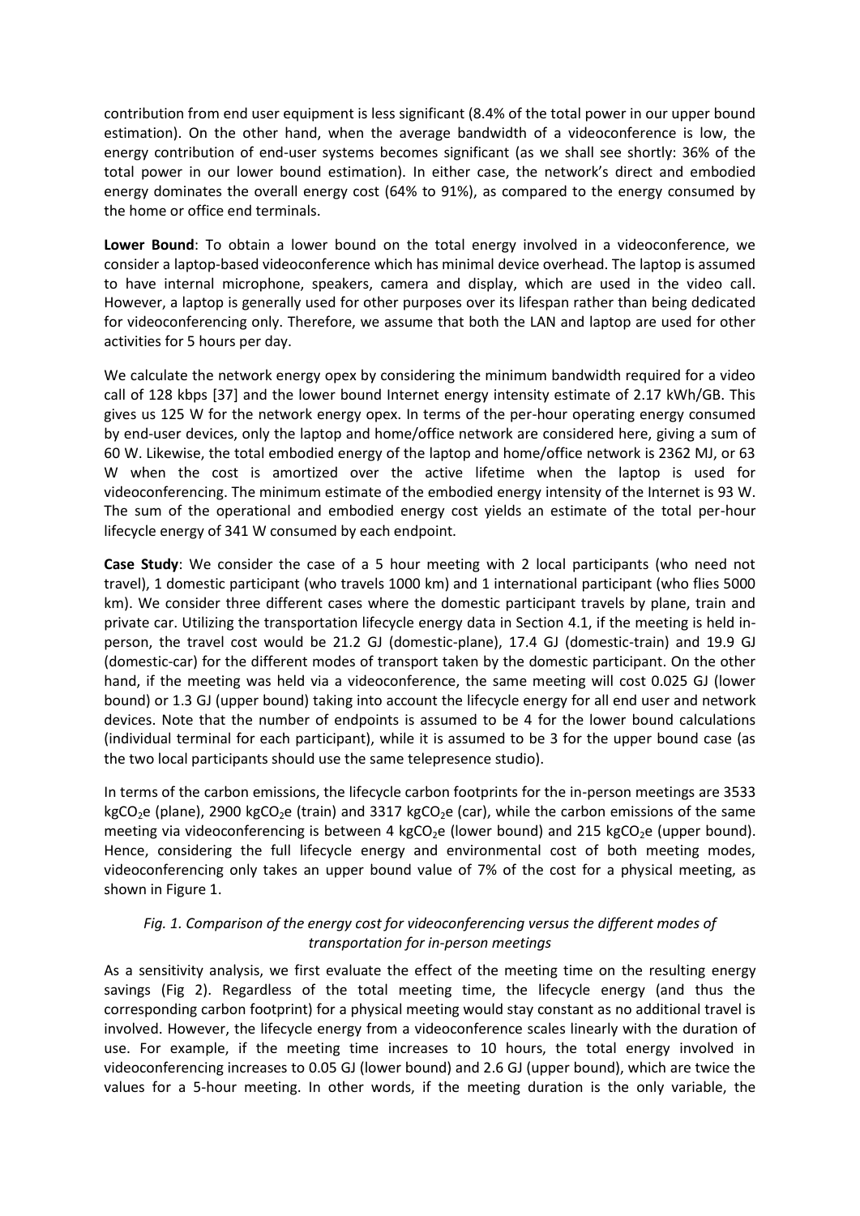contribution from end user equipment is less significant (8.4% of the total power in our upper bound estimation). On the other hand, when the average bandwidth of a videoconference is low, the energy contribution of end-user systems becomes significant (as we shall see shortly: 36% of the total power in our lower bound estimation). In either case, the network's direct and embodied energy dominates the overall energy cost (64% to 91%), as compared to the energy consumed by the home or office end terminals.

**Lower Bound**: To obtain a lower bound on the total energy involved in a videoconference, we consider a laptop-based videoconference which has minimal device overhead. The laptop is assumed to have internal microphone, speakers, camera and display, which are used in the video call. However, a laptop is generally used for other purposes over its lifespan rather than being dedicated for videoconferencing only. Therefore, we assume that both the LAN and laptop are used for other activities for 5 hours per day.

We calculate the network energy opex by considering the minimum bandwidth required for a video call of 128 kbps [37] and the lower bound Internet energy intensity estimate of 2.17 kWh/GB. This gives us 125 W for the network energy opex. In terms of the per-hour operating energy consumed by end-user devices, only the laptop and home/office network are considered here, giving a sum of 60 W. Likewise, the total embodied energy of the laptop and home/office network is 2362 MJ, or 63 W when the cost is amortized over the active lifetime when the laptop is used for videoconferencing. The minimum estimate of the embodied energy intensity of the Internet is 93 W. The sum of the operational and embodied energy cost yields an estimate of the total per-hour lifecycle energy of 341 W consumed by each endpoint.

**Case Study**: We consider the case of a 5 hour meeting with 2 local participants (who need not travel), 1 domestic participant (who travels 1000 km) and 1 international participant (who flies 5000 km). We consider three different cases where the domestic participant travels by plane, train and private car. Utilizing the transportation lifecycle energy data in Section 4.1, if the meeting is held in-person, the travel cost would be 21.2 GJ (domestic-plane), 17.4 GJ (domestic-train) and 19.9 GJ (domestic-car) for the different modes of transport taken by the domestic participant. On the other hand, if the meeting was held via a videoconference, the same meeting will cost 0.025 GJ (lower bound) or 1.3 GJ (upper bound) taking into account the lifecycle energy for all end user and network devices. Note that the number of endpoints is assumed to be 4 for the lower bound calculations (individual terminal for each participant), while it is assumed to be 3 for the upper bound case (as the two local participants should use the same telepresence studio).

In terms of the carbon emissions, the lifecycle carbon footprints for the in-person meetings are 3533 $kgCO_2e$ (plane), 2900 $kgCO_2e$ (train) and 3317 $kgCO_2e$ (car), while the carbon emissions of the same meeting via videoconferencing is between 4 $kgCO_2e$ (lower bound) and 215 $kgCO_2e$ (upper bound). Hence, considering the full lifecycle energy and environmental cost of both meeting modes, videoconferencing only takes an upper bound value of 7% of the cost for a physical meeting, as shown in Figure 1.

*Fig. 1. Comparison of the energy cost for videoconferencing versus the different modes of transportation for in-person meetings*

As a sensitivity analysis, we first evaluate the effect of the meeting time on the resulting energy savings (Fig 2). Regardless of the total meeting time, the lifecycle energy (and thus the corresponding carbon footprint) for a physical meeting would stay constant as no additional travel is involved. However, the lifecycle energy from a videoconference scales linearly with the duration of use. For example, if the meeting time increases to 10 hours, the total energy involved in videoconferencing increases to 0.05 GJ (lower bound) and 2.6 GJ (upper bound), which are twice the values for a 5-hour meeting. In other words, if the meeting duration is the only variable, the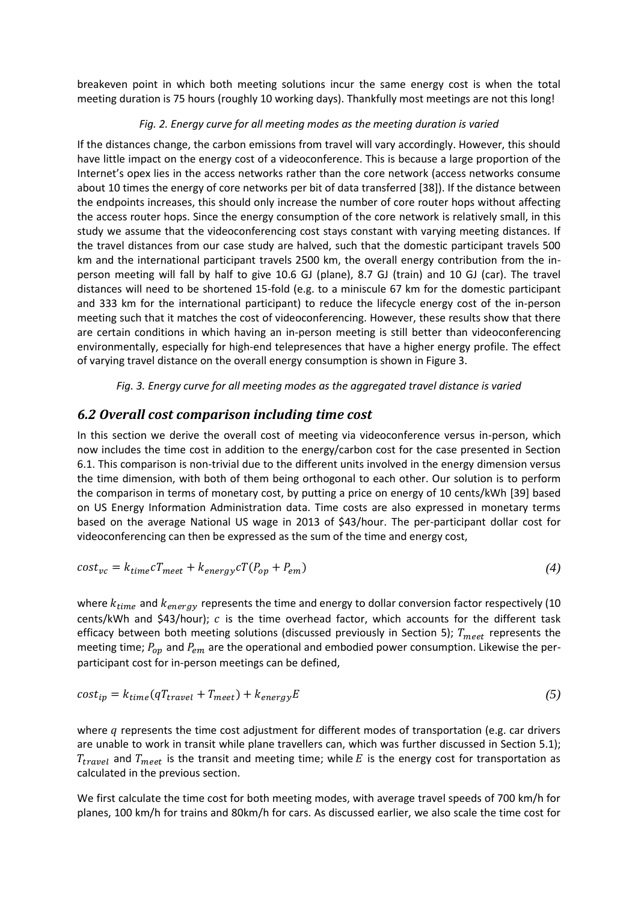breakeven point in which both meeting solutions incur the same energy cost is when the total meeting duration is 75 hours (roughly 10 working days). Thankfully most meetings are not this long!

*Fig. 2. Energy curve for all meeting modes as the meeting duration is varied*

If the distances change, the carbon emissions from travel will vary accordingly. However, this should have little impact on the energy cost of a videoconference. This is because a large proportion of the Internet's opex lies in the access networks rather than the core network (access networks consume about 10 times the energy of core networks per bit of data transferred [38]). If the distance between the endpoints increases, this should only increase the number of core router hops without affecting the access router hops. Since the energy consumption of the core network is relatively small, in this study we assume that the videoconferencing cost stays constant with varying meeting distances. If the travel distances from our case study are halved, such that the domestic participant travels 500 km and the international participant travels 2500 km, the overall energy contribution from the in-person meeting will fall by half to give 10.6 GJ (plane), 8.7 GJ (train) and 10 GJ (car). The travel distances will need to be shortened 15-fold (e.g. to a miniscule 67 km for the domestic participant and 333 km for the international participant) to reduce the lifecycle energy cost of the in-person meeting such that it matches the cost of videoconferencing. However, these results show that there are certain conditions in which having an in-person meeting is still better than videoconferencing environmentally, especially for high-end telepresences that have a higher energy profile. The effect of varying travel distance on the overall energy consumption is shown in Figure 3.

*Fig. 3. Energy curve for all meeting modes as the aggregated travel distance is varied*

## *6.2 Overall cost comparison including time cost*

In this section we derive the overall cost of meeting via videoconference versus in-person, which now includes the time cost in addition to the energy/carbon cost for the case presented in Section 6.1. This comparison is non-trivial due to the different units involved in the energy dimension versus the time dimension, with both of them being orthogonal to each other. Our solution is to perform the comparison in terms of monetary cost, by putting a price on energy of 10 cents/kWh [39] based on US Energy Information Administration data. Time costs are also expressed in monetary terms based on the average National US wage in 2013 of $43/hour. The per-participant dollar cost for videoconferencing can then be expressed as the sum of the time and energy cost,

$$cost_{vc} = k_{time} c T_{meet} + k_{energy} c T (P_{op} + P_{em}) \tag{4}$$

where $k_{time}$ and $k_{energy}$ represents the time and energy to dollar conversion factor respectively (10 cents/kWh and $43/hour); $c$ is the time overhead factor, which accounts for the different task efficacy between both meeting solutions (discussed previously in Section 5); $T_{meet}$ represents the meeting time; $P_{op}$ and $P_{em}$ are the operational and embodied power consumption. Likewise the per-participant cost for in-person meetings can be defined,

$$cost_{ip} = k_{time}(q T_{travel} + T_{meet}) + k_{energy} E \tag{5}$$

where $q$ represents the time cost adjustment for different modes of transportation (e.g. car drivers are unable to work in transit while plane travellers can, which was further discussed in Section 5.1); $T_{travel}$ and $T_{meet}$ is the transit and meeting time; while $E$ is the energy cost for transportation as calculated in the previous section.

We first calculate the time cost for both meeting modes, with average travel speeds of 700 km/h for planes, 100 km/h for trains and 80km/h for cars. As discussed earlier, we also scale the time cost for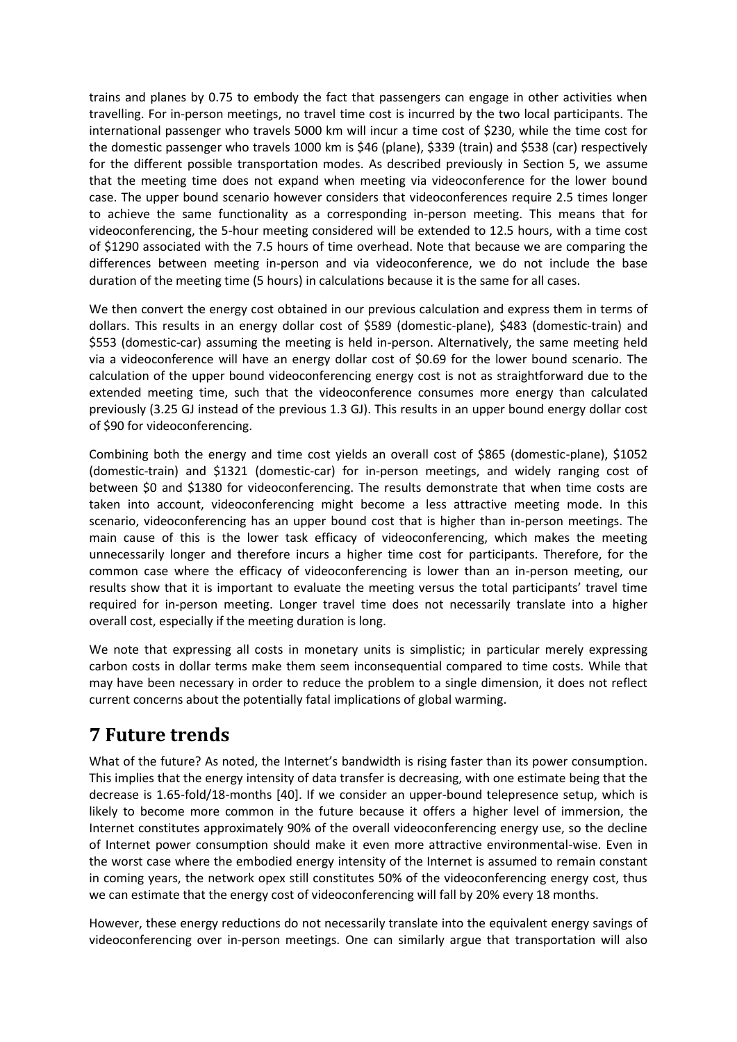trains and planes by 0.75 to embody the fact that passengers can engage in other activities when travelling. For in-person meetings, no travel time cost is incurred by the two local participants. The international passenger who travels 5000 km will incur a time cost of $230, while the time cost for the domestic passenger who travels 1000 km is $46 (plane), $339 (train) and $538 (car) respectively for the different possible transportation modes. As described previously in Section 5, we assume that the meeting time does not expand when meeting via videoconference for the lower bound case. The upper bound scenario however considers that videoconferences require 2.5 times longer to achieve the same functionality as a corresponding in-person meeting. This means that for videoconferencing, the 5-hour meeting considered will be extended to 12.5 hours, with a time cost of $1290 associated with the 7.5 hours of time overhead. Note that because we are comparing the differences between meeting in-person and via videoconference, we do not include the base duration of the meeting time (5 hours) in calculations because it is the same for all cases.

We then convert the energy cost obtained in our previous calculation and express them in terms of dollars. This results in an energy dollar cost of $589 (domestic-plane), $483 (domestic-train) and $553 (domestic-car) assuming the meeting is held in-person. Alternatively, the same meeting held via a videoconference will have an energy dollar cost of $0.69 for the lower bound scenario. The calculation of the upper bound videoconferencing energy cost is not as straightforward due to the extended meeting time, such that the videoconference consumes more energy than calculated previously (3.25 GJ instead of the previous 1.3 GJ). This results in an upper bound energy dollar cost of $90 for videoconferencing.

Combining both the energy and time cost yields an overall cost of $865 (domestic-plane), $1052 (domestic-train) and $1321 (domestic-car) for in-person meetings, and widely ranging cost of between $0 and $1380 for videoconferencing. The results demonstrate that when time costs are taken into account, videoconferencing might become a less attractive meeting mode. In this scenario, videoconferencing has an upper bound cost that is higher than in-person meetings. The main cause of this is the lower task efficacy of videoconferencing, which makes the meeting unnecessarily longer and therefore incurs a higher time cost for participants. Therefore, for the common case where the efficacy of videoconferencing is lower than an in-person meeting, our results show that it is important to evaluate the meeting versus the total participants' travel time required for in-person meeting. Longer travel time does not necessarily translate into a higher overall cost, especially if the meeting duration is long.

We note that expressing all costs in monetary units is simplistic; in particular merely expressing carbon costs in dollar terms make them seem inconsequential compared to time costs. While that may have been necessary in order to reduce the problem to a single dimension, it does not reflect current concerns about the potentially fatal implications of global warming.

# 7 Future trends

What of the future? As noted, the Internet's bandwidth is rising faster than its power consumption. This implies that the energy intensity of data transfer is decreasing, with one estimate being that the decrease is 1.65-fold/18-months [40]. If we consider an upper-bound telepresence setup, which is likely to become more common in the future because it offers a higher level of immersion, the Internet constitutes approximately 90% of the overall videoconferencing energy use, so the decline of Internet power consumption should make it even more attractive environmental-wise. Even in the worst case where the embodied energy intensity of the Internet is assumed to remain constant in coming years, the network opex still constitutes 50% of the videoconferencing energy cost, thus we can estimate that the energy cost of videoconferencing will fall by 20% every 18 months.

However, these energy reductions do not necessarily translate into the equivalent energy savings of videoconferencing over in-person meetings. One can similarly argue that transportation will also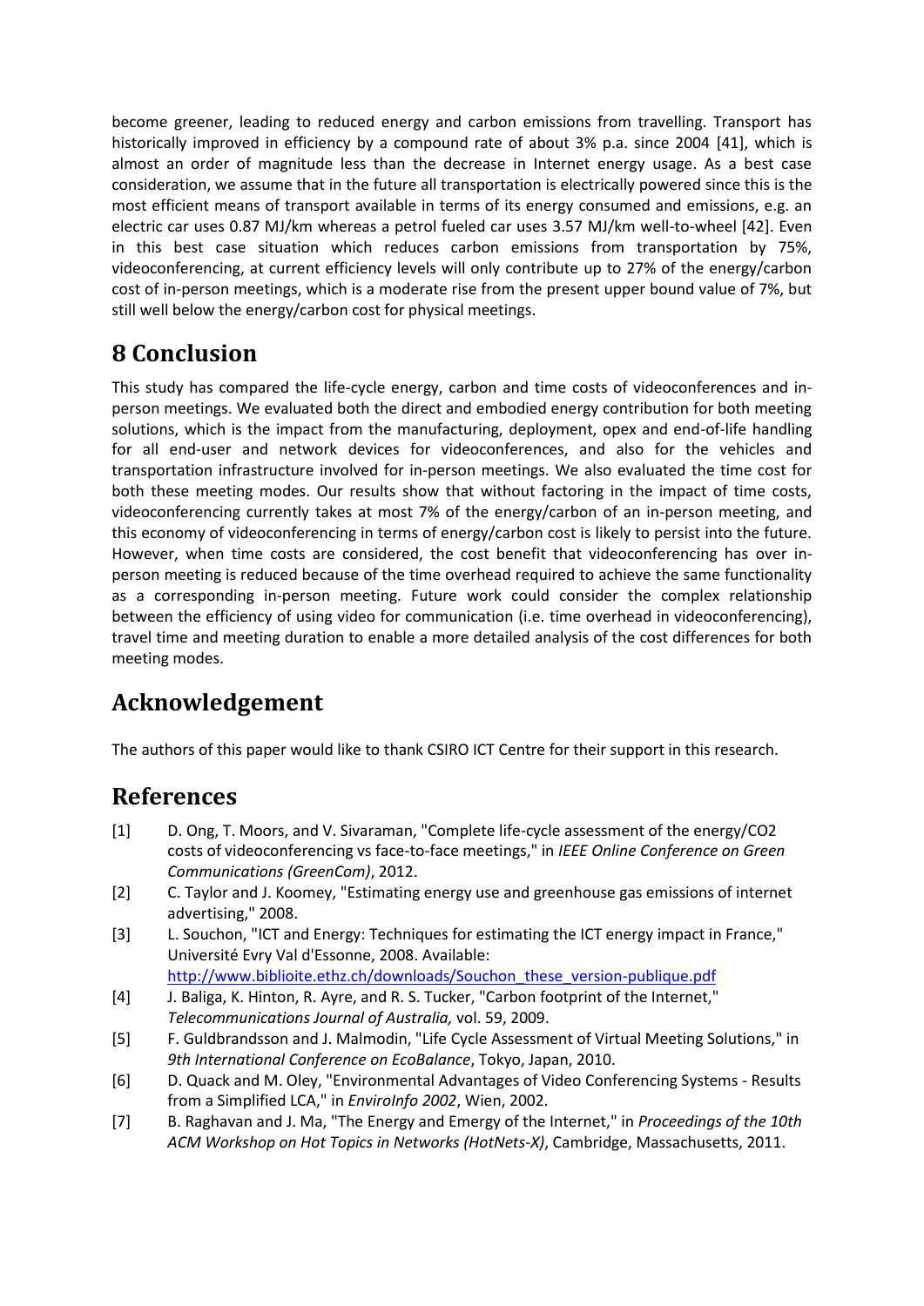become greener, leading to reduced energy and carbon emissions from travelling. Transport has historically improved in efficiency by a compound rate of about 3% p.a. since 2004 [41], which is almost an order of magnitude less than the decrease in Internet energy usage. As a best case consideration, we assume that in the future all transportation is electrically powered since this is the most efficient means of transport available in terms of its energy consumed and emissions, e.g. an electric car uses 0.87 MJ/km whereas a petrol fueled car uses 3.57 MJ/km well-to-wheel [42]. Even in this best case situation which reduces carbon emissions from transportation by 75%, videoconferencing, at current efficiency levels will only contribute up to 27% of the energy/carbon cost of in-person meetings, which is a moderate rise from the present upper bound value of 7%, but still well below the energy/carbon cost for physical meetings.

# 8 Conclusion

This study has compared the life-cycle energy, carbon and time costs of videoconferences and in-person meetings. We evaluated both the direct and embodied energy contribution for both meeting solutions, which is the impact from the manufacturing, deployment, opex and end-of-life handling for all end-user and network devices for videoconferences, and also for the vehicles and transportation infrastructure involved for in-person meetings. We also evaluated the time cost for both these meeting modes. Our results show that without factoring in the impact of time costs, videoconferencing currently takes at most 7% of the energy/carbon of an in-person meeting, and this economy of videoconferencing in terms of energy/carbon cost is likely to persist into the future. However, when time costs are considered, the cost benefit that videoconferencing has over in-person meeting is reduced because of the time overhead required to achieve the same functionality as a corresponding in-person meeting. Future work could consider the complex relationship between the efficiency of using video for communication (i.e. time overhead in videoconferencing), travel time and meeting duration to enable a more detailed analysis of the cost differences for both meeting modes.

# Acknowledgement

The authors of this paper would like to thank CSIRO ICT Centre for their support in this research.

# References

[1] D. Ong, T. Moors, and V. Sivaraman, "Complete life-cycle assessment of the energy/CO2 costs of videoconferencing vs face-to-face meetings," in *IEEE Online Conference on Green Communications (GreenCom)*, 2012.

[2] C. Taylor and J. Koomey, "Estimating energy use and greenhouse gas emissions of internet advertising," 2008.

[3] L. Souchon, "ICT and Energy: Techniques for estimating the ICT energy impact in France," Université Evry Val d'Essonne, 2008. Available: http://www.biblioite.ethz.ch/downloads/Souchon_these_version-publique.pdf

[4] J. Baliga, K. Hinton, R. Ayre, and R. S. Tucker, "Carbon footprint of the Internet," *Telecommunications Journal of Australia,* vol. 59, 2009.

[5] F. Guldbrandsson and J. Malmodin, "Life Cycle Assessment of Virtual Meeting Solutions," in *9th International Conference on EcoBalance*, Tokyo, Japan, 2010.

[6] D. Quack and M. Oley, "Environmental Advantages of Video Conferencing Systems - Results from a Simplified LCA," in *EnviroInfo 2002*, Wien, 2002.

[7] B. Raghavan and J. Ma, "The Energy and Emergy of the Internet," in *Proceedings of the 10th ACM Workshop on Hot Topics in Networks (HotNets-X)*, Cambridge, Massachusetts, 2011.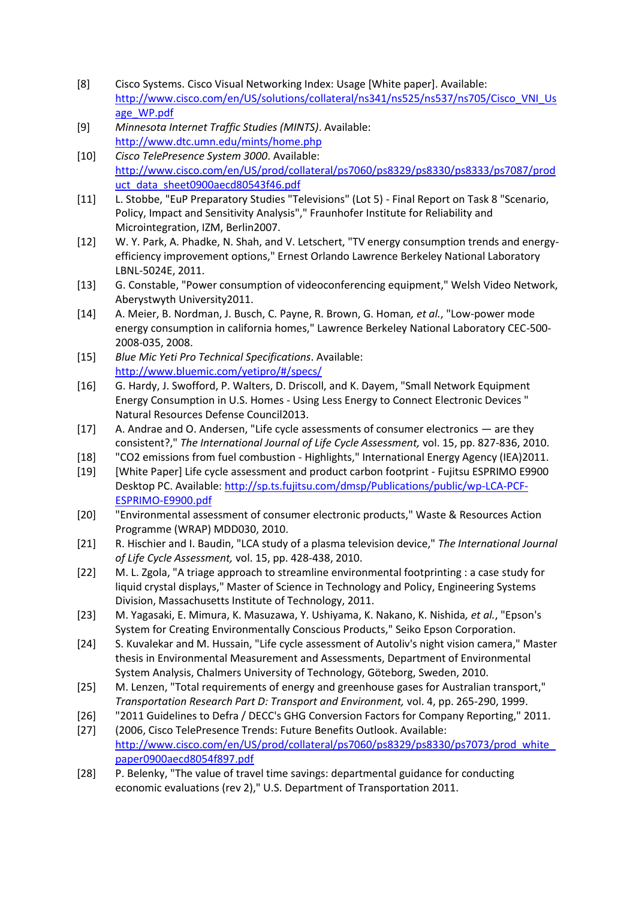[8] Cisco Systems. Cisco Visual Networking Index: Usage [White paper]. Available: http://www.cisco.com/en/US/solutions/collateral/ns341/ns525/ns537/ns705/Cisco_VNI_Usage_WP.pdf

[9] *Minnesota Internet Traffic Studies (MINTS)*. Available: http://www.dtc.umn.edu/mints/home.php

[10] *Cisco TelePresence System 3000*. Available: http://www.cisco.com/en/US/prod/collateral/ps7060/ps8329/ps8330/ps8333/ps7087/product_data_sheet0900aecd80543f46.pdf

[11] L. Stobbe, "EuP Preparatory Studies "Televisions" (Lot 5) - Final Report on Task 8 "Scenario, Policy, Impact and Sensitivity Analysis"," Fraunhofer Institute for Reliability and Microintegration, IZM, Berlin2007.

[12] W. Y. Park, A. Phadke, N. Shah, and V. Letschert, "TV energy consumption trends and energy-efficiency improvement options," Ernest Orlando Lawrence Berkeley National Laboratory LBNL-5024E, 2011.

[13] G. Constable, "Power consumption of videoconferencing equipment," Welsh Video Network, Aberystwyth University2011.

[14] A. Meier, B. Nordman, J. Busch, C. Payne, R. Brown, G. Homan*, et al.*, "Low-power mode energy consumption in california homes," Lawrence Berkeley National Laboratory CEC-500-2008-035, 2008.

[15] *Blue Mic Yeti Pro Technical Specifications*. Available: http://www.bluemic.com/yetipro/#/specs/

[16] G. Hardy, J. Swofford, P. Walters, D. Driscoll, and K. Dayem, "Small Network Equipment Energy Consumption in U.S. Homes - Using Less Energy to Connect Electronic Devices " Natural Resources Defense Council2013.

[17] A. Andrae and O. Andersen, "Life cycle assessments of consumer electronics — are they consistent?," *The International Journal of Life Cycle Assessment,* vol. 15, pp. 827-836, 2010.

[18] "CO2 emissions from fuel combustion - Highlights," International Energy Agency (IEA)2011.

[19] [White Paper] Life cycle assessment and product carbon footprint - Fujitsu ESPRIMO E9900 Desktop PC. Available: http://sp.ts.fujitsu.com/dmsp/Publications/public/wp-LCA-PCF-ESPRIMO-E9900.pdf

[20] "Environmental assessment of consumer electronic products," Waste & Resources Action Programme (WRAP) MDD030, 2010.

[21] R. Hischier and I. Baudin, "LCA study of a plasma television device," *The International Journal of Life Cycle Assessment,* vol. 15, pp. 428-438, 2010.

[22] M. L. Zgola, "A triage approach to streamline environmental footprinting : a case study for liquid crystal displays," Master of Science in Technology and Policy, Engineering Systems Division, Massachusetts Institute of Technology, 2011.

[23] M. Yagasaki, E. Mimura, K. Masuzawa, Y. Ushiyama, K. Nakano, K. Nishida*, et al.*, "Epson's System for Creating Environmentally Conscious Products," Seiko Epson Corporation.

[24] S. Kuvalekar and M. Hussain, "Life cycle assessment of Autoliv's night vision camera," Master thesis in Environmental Measurement and Assessments, Department of Environmental System Analysis, Chalmers University of Technology, Göteborg, Sweden, 2010.

[25] M. Lenzen, "Total requirements of energy and greenhouse gases for Australian transport," *Transportation Research Part D: Transport and Environment,* vol. 4, pp. 265-290, 1999.

[26] "2011 Guidelines to Defra / DECC's GHG Conversion Factors for Company Reporting," 2011.

[27] (2006, Cisco TelePresence Trends: Future Benefits Outlook. Available: http://www.cisco.com/en/US/prod/collateral/ps7060/ps8329/ps8330/ps7073/prod_white_paper0900aecd8054f897.pdf

[28] P. Belenky, "The value of travel time savings: departmental guidance for conducting economic evaluations (rev 2)," U.S. Department of Transportation 2011.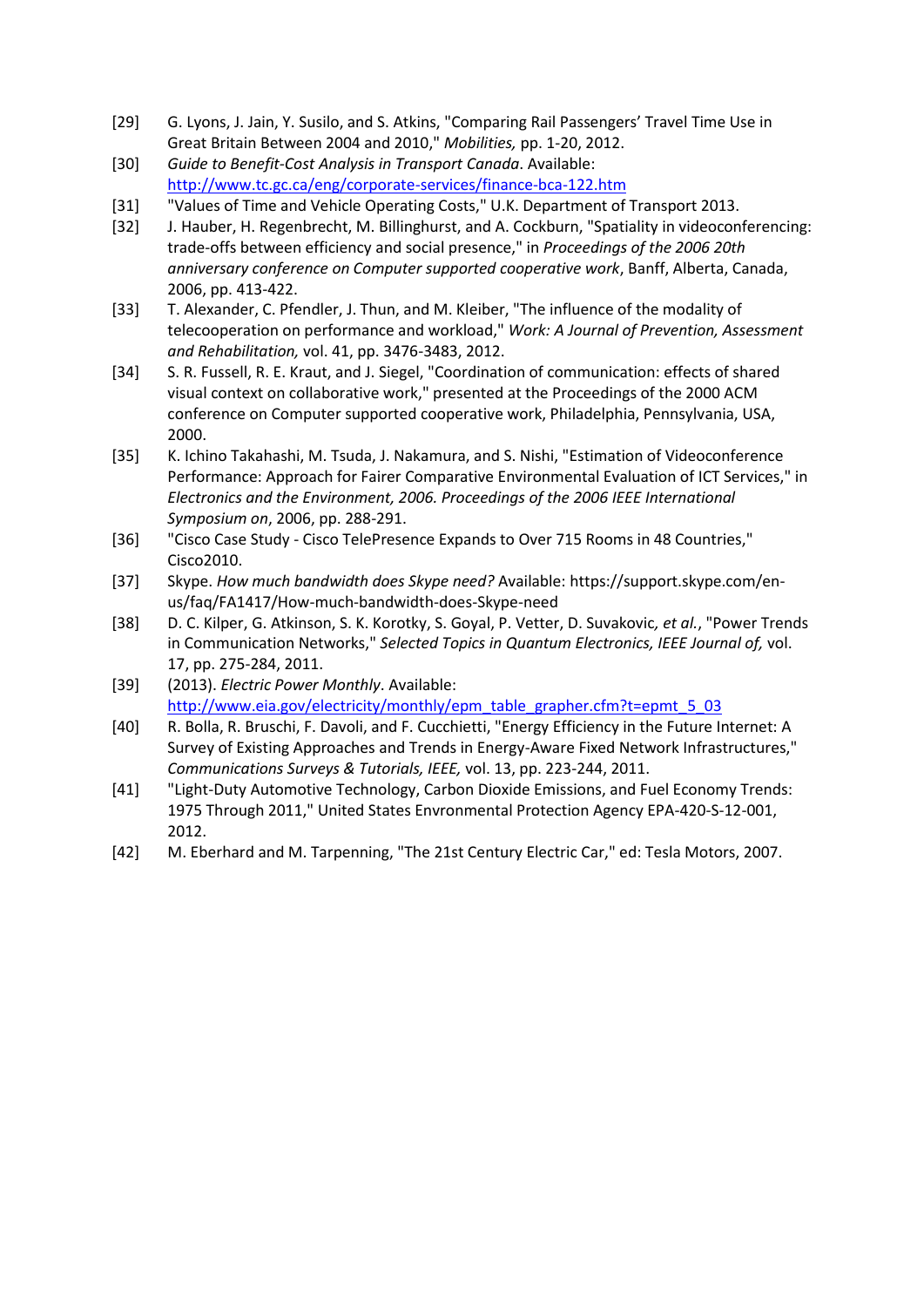[29] G. Lyons, J. Jain, Y. Susilo, and S. Atkins, "Comparing Rail Passengers' Travel Time Use in Great Britain Between 2004 and 2010," *Mobilities,* pp. 1-20, 2012.

[30] *Guide to Benefit-Cost Analysis in Transport Canada*. Available: http://www.tc.gc.ca/eng/corporate-services/finance-bca-122.htm

[31] "Values of Time and Vehicle Operating Costs," U.K. Department of Transport 2013.

[32] J. Hauber, H. Regenbrecht, M. Billinghurst, and A. Cockburn, "Spatiality in videoconferencing: trade-offs between efficiency and social presence," in *Proceedings of the 2006 20th anniversary conference on Computer supported cooperative work*, Banff, Alberta, Canada, 2006, pp. 413-422.

[33] T. Alexander, C. Pfendler, J. Thun, and M. Kleiber, "The influence of the modality of telecooperation on performance and workload," *Work: A Journal of Prevention, Assessment and Rehabilitation,* vol. 41, pp. 3476-3483, 2012.

[34] S. R. Fussell, R. E. Kraut, and J. Siegel, "Coordination of communication: effects of shared visual context on collaborative work," presented at the Proceedings of the 2000 ACM conference on Computer supported cooperative work, Philadelphia, Pennsylvania, USA, 2000.

[35] K. Ichino Takahashi, M. Tsuda, J. Nakamura, and S. Nishi, "Estimation of Videoconference Performance: Approach for Fairer Comparative Environmental Evaluation of ICT Services," in *Electronics and the Environment, 2006. Proceedings of the 2006 IEEE International Symposium on*, 2006, pp. 288-291.

[36] "Cisco Case Study - Cisco TelePresence Expands to Over 715 Rooms in 48 Countries," Cisco2010.

[37] Skype. *How much bandwidth does Skype need?* Available: https://support.skype.com/en-us/faq/FA1417/How-much-bandwidth-does-Skype-need

[38] D. C. Kilper, G. Atkinson, S. K. Korotky, S. Goyal, P. Vetter, D. Suvakovic*, et al.*, "Power Trends in Communication Networks," *Selected Topics in Quantum Electronics, IEEE Journal of,* vol. 17, pp. 275-284, 2011.

[39] (2013). *Electric Power Monthly*. Available: http://www.eia.gov/electricity/monthly/epm_table_grapher.cfm?t=epmt_5_03

[40] R. Bolla, R. Bruschi, F. Davoli, and F. Cucchietti, "Energy Efficiency in the Future Internet: A Survey of Existing Approaches and Trends in Energy-Aware Fixed Network Infrastructures," *Communications Surveys & Tutorials, IEEE,* vol. 13, pp. 223-244, 2011.

[41] "Light-Duty Automotive Technology, Carbon Dioxide Emissions, and Fuel Economy Trends: 1975 Through 2011," United States Envronmental Protection Agency EPA-420-S-12-001, 2012.

[42] M. Eberhard and M. Tarpenning, "The 21st Century Electric Car," ed: Tesla Motors, 2007.